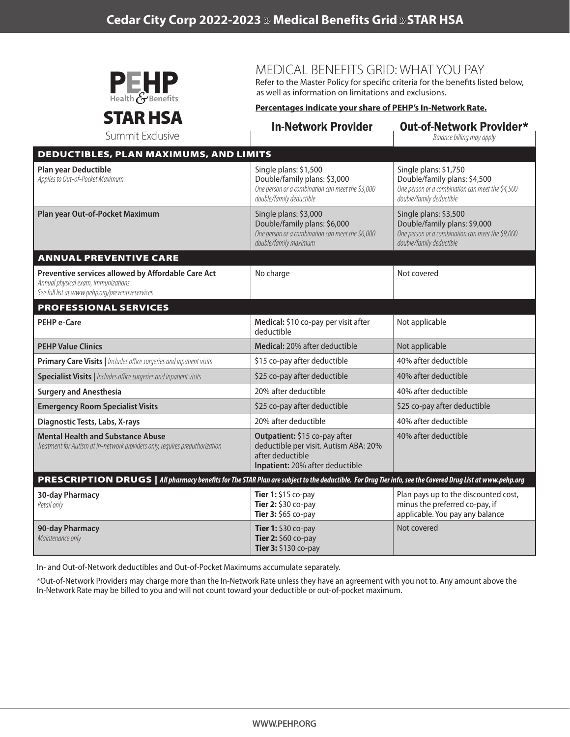# Cedar City Corp 2022-2023 » Medical Benefits Grid » STAR HSA

**PEHP** Health & Benefits

## STAR HSA

Summit Exclusive

## MEDICAL BENEFITS GRID: WHAT YOU PAY

Refer to the Master Policy for specific criteria for the benefits listed below, as well as information on limitations and exclusions.

**Percentages indicate your share of PEHP's In-Network Rate.**

| | In-Network Provider | Out-of-Network Provider* *Balance billing may apply* |
|---|---|---|
| **DEDUCTIBLES, PLAN MAXIMUMS, AND LIMITS** | | |
| **Plan year Deductible** *Applies to Out-of-Pocket Maximum* | Single plans: $1,500 Double/family plans: $3,000 *One person or a combination can meet the $3,000 double/family deductible* | Single plans: $1,750 Double/family plans: $4,500 *One person or a combination can meet the $4,500 double/family deductible* |
| **Plan year Out-of-Pocket Maximum** | Single plans: $3,000 Double/family plans: $6,000 *One person or a combination can meet the $6,000 double/family maximum* | Single plans: $3,500 Double/family plans: $9,000 *One person or a combination can meet the $9,000 double/family deductible* |
| **ANNUAL PREVENTIVE CARE** | | |
| **Preventive services allowed by Affordable Care Act** *Annual physical exam, immunizations. See full list at www.pehp.org/preventiveservices* | No charge | Not covered |
| **PROFESSIONAL SERVICES** | | |
| **PEHP e-Care** | **Medical:** $10 co-pay per visit after deductible | Not applicable |
| **PEHP Value Clinics** | **Medical:** 20% after deductible | Not applicable |
| **Primary Care Visits** \| *Includes office surgeries and inpatient visits* | $15 co-pay after deductible | 40% after deductible |
| **Specialist Visits** \| *Includes office surgeries and inpatient visits* | $25 co-pay after deductible | 40% after deductible |
| **Surgery and Anesthesia** | 20% after deductible | 40% after deductible |
| **Emergency Room Specialist Visits** | $25 co-pay after deductible | $25 co-pay after deductible |
| **Diagnostic Tests, Labs, X-rays** | 20% after deductible | 40% after deductible |
| **Mental Health and Substance Abuse** *Treatment for Autism at in-network providers only, requires preauthorization* | **Outpatient:** $15 co-pay after deductible per visit. Autism ABA: 20% after deductible **Inpatient:** 20% after deductible | 40% after deductible |
| **PRESCRIPTION DRUGS** \| *All pharmacy benefits for The STAR Plan are subject to the deductible. For Drug Tier info, see the Covered Drug List at www.pehp.org* | | |
| **30-day Pharmacy** *Retail only* | **Tier 1:** $15 co-pay **Tier 2:** $30 co-pay **Tier 3:** $65 co-pay | Plan pays up to the discounted cost, minus the preferred co-pay, if applicable. You pay any balance |
| **90-day Pharmacy** *Maintenance only* | **Tier 1:** $30 co-pay **Tier 2:** $60 co-pay **Tier 3:** $130 co-pay | Not covered |

In- and Out-of-Network deductibles and Out-of-Pocket Maximums accumulate separately.

*Out-of-Network Providers may charge more than the In-Network Rate unless they have an agreement with you not to. Any amount above the In-Network Rate may be billed to you and will not count toward your deductible or out-of-pocket maximum.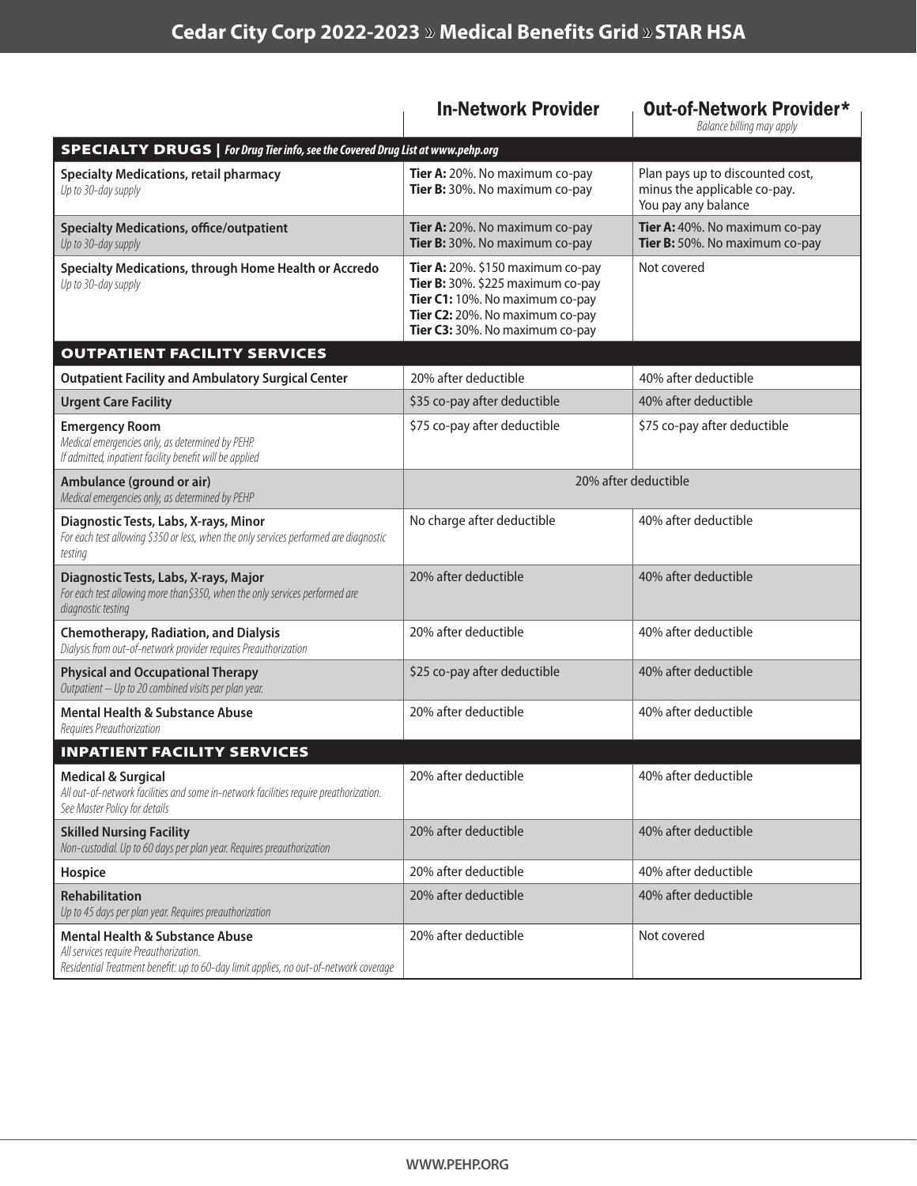# Cedar City Corp 2022-2023 » Medical Benefits Grid » STAR HSA

| | In-Network Provider | Out-of-Network Provider* *Balance billing may apply* |
|---|---|---|
| **SPECIALTY DRUGS** \| ***For Drug Tier info, see the Covered Drug List at www.pehp.org*** | | |
| **Specialty Medications, retail pharmacy** *Up to 30-day supply* | **Tier A:** 20%. No maximum co-pay **Tier B:** 30%. No maximum co-pay | Plan pays up to discounted cost, minus the applicable co-pay. You pay any balance |
| **Specialty Medications, office/outpatient** *Up to 30-day supply* | **Tier A:** 20%. No maximum co-pay **Tier B:** 30%. No maximum co-pay | **Tier A:** 40%. No maximum co-pay **Tier B:** 50%. No maximum co-pay |
| **Specialty Medications, through Home Health or Accredo** *Up to 30-day supply* | **Tier A:** 20%. $150 maximum co-pay **Tier B:** 30%. $225 maximum co-pay **Tier C1:** 10%. No maximum co-pay **Tier C2:** 20%. No maximum co-pay **Tier C3:** 30%. No maximum co-pay | Not covered |
| **OUTPATIENT FACILITY SERVICES** | | |
| **Outpatient Facility and Ambulatory Surgical Center** | 20% after deductible | 40% after deductible |
| **Urgent Care Facility** | $35 co-pay after deductible | 40% after deductible |
| **Emergency Room** *Medical emergencies only, as determined by PEHP. If admitted, inpatient facility benefit will be applied* | $75 co-pay after deductible | $75 co-pay after deductible |
| **Ambulance (ground or air)** *Medical emergencies only, as determined by PEHP* | 20% after deductible | |
| **Diagnostic Tests, Labs, X-rays, Minor** *For each test allowing $350 or less, when the only services performed are diagnostic testing* | No charge after deductible | 40% after deductible |
| **Diagnostic Tests, Labs, X-rays, Major** *For each test allowing more than$350, when the only services performed are diagnostic testing* | 20% after deductible | 40% after deductible |
| **Chemotherapy, Radiation, and Dialysis** *Dialysis from out-of-network provider requires Preauthorization* | 20% after deductible | 40% after deductible |
| **Physical and Occupational Therapy** *Outpatient – Up to 20 combined visits per plan year.* | $25 co-pay after deductible | 40% after deductible |
| **Mental Health & Substance Abuse** *Requires Preauthorization* | 20% after deductible | 40% after deductible |
| **INPATIENT FACILITY SERVICES** | | |
| **Medical & Surgical** *All out-of-network facilities and some in-network facilities require preathorization. See Master Policy for details* | 20% after deductible | 40% after deductible |
| **Skilled Nursing Facility** *Non-custodial. Up to 60 days per plan year. Requires preauthorization* | 20% after deductible | 40% after deductible |
| **Hospice** | 20% after deductible | 40% after deductible |
| **Rehabilitation** *Up to 45 days per plan year. Requires preauthorization* | 20% after deductible | 40% after deductible |
| **Mental Health & Substance Abuse** *All services require Preauthorization. Residential Treatment benefit: up to 60-day limit applies, no out-of-network coverage* | 20% after deductible | Not covered |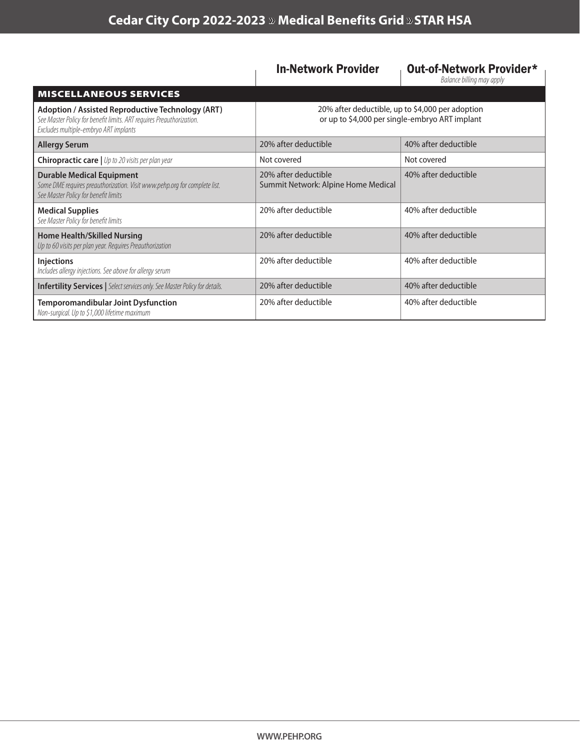| | In-Network Provider | Out-of-Network Provider* *Balance billing may apply* |
|---|---|---|
| **MISCELLANEOUS SERVICES** | | |
| **Adoption / Assisted Reproductive Technology (ART)** *See Master Policy for benefit limits. ART requires Preauthorization. Excludes multiple-embryo ART implants* | 20% after deductible, up to $4,000 per adoption or up to $4,000 per single-embryo ART implant | |
| **Allergy Serum** | 20% after deductible | 40% after deductible |
| **Chiropractic care** \| *Up to 20 visits per plan year* | Not covered | Not covered |
| **Durable Medical Equipment** *Some DME requires preauthorization. Visit www.pehp.org for complete list. See Master Policy for benefit limits* | 20% after deductible Summit Network: Alpine Home Medical | 40% after deductible |
| **Medical Supplies** *See Master Policy for benefit limits* | 20% after deductible | 40% after deductible |
| **Home Health/Skilled Nursing** *Up to 60 visits per plan year. Requires Preauthorization* | 20% after deductible | 40% after deductible |
| **Injections** *Includes allergy injections. See above for allergy serum* | 20% after deductible | 40% after deductible |
| **Infertility Services** \| *Select services only. See Master Policy for details.* | 20% after deductible | 40% after deductible |
| **Temporomandibular Joint Dysfunction** *Non-surgical. Up to $1,000 lifetime maximum* | 20% after deductible | 40% after deductible |